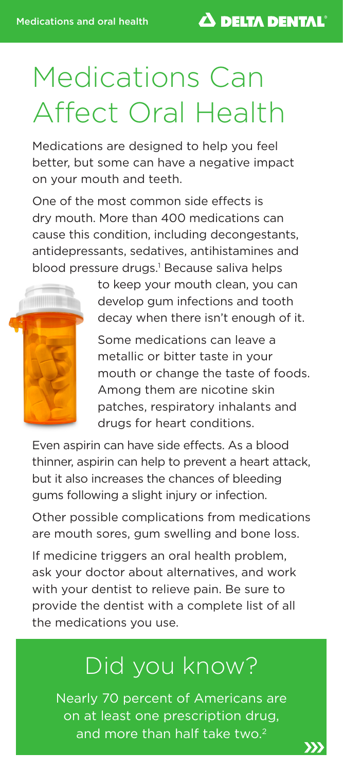# Medications Can Affect Oral Health

Medications are designed to help you feel better, but some can have a negative impact on your mouth and teeth.

One of the most common side effects is dry mouth. More than 400 medications can cause this condition, including decongestants, antidepressants, sedatives, antihistamines and blood pressure drugs.[1] Because saliva helps to keep your mouth clean, you can develop gum infections and tooth decay when there isn't enough of it.

Some medications can leave a metallic or bitter taste in your mouth or change the taste of foods. Among them are nicotine skin patches, respiratory inhalants and drugs for heart conditions.

Even aspirin can have side effects. As a blood thinner, aspirin can help to prevent a heart attack, but it also increases the chances of bleeding gums following a slight injury or infection.

Other possible complications from medications are mouth sores, gum swelling and bone loss.

If medicine triggers an oral health problem, ask your doctor about alternatives, and work with your dentist to relieve pain. Be sure to provide the dentist with a complete list of all the medications you use.

## Did you know?

Nearly 70 percent of Americans are on at least one prescription drug, and more than half take two.[2]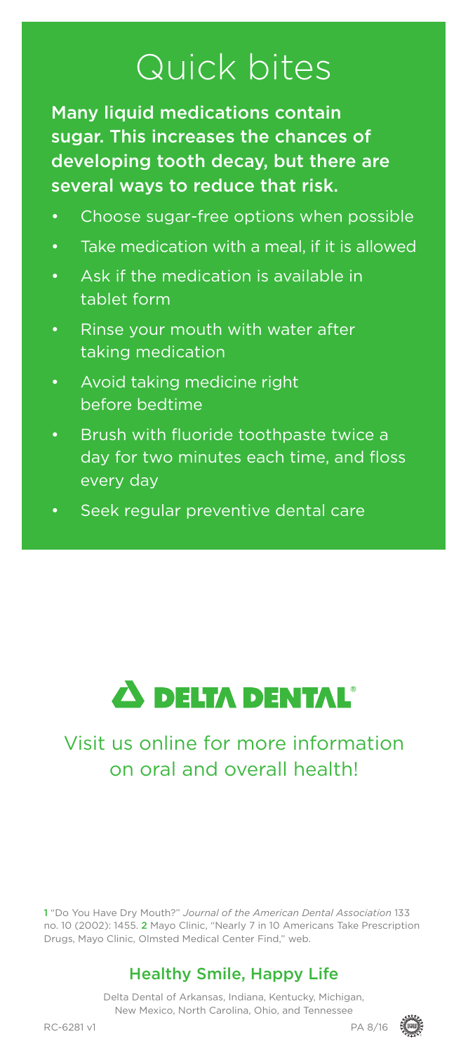# Quick bites

**Many liquid medications contain sugar. This increases the chances of developing tooth decay, but there are several ways to reduce that risk.**

- Choose sugar-free options when possible
- Take medication with a meal, if it is allowed
- Ask if the medication is available in tablet form
- Rinse your mouth with water after taking medication
- Avoid taking medicine right before bedtime
- Brush with fluoride toothpaste twice a day for two minutes each time, and floss every day
- Seek regular preventive dental care

DELTA DENTAL®

Visit us online for more information on oral and overall health!

1 "Do You Have Dry Mouth?" *Journal of the American Dental Association* 133 no. 10 (2002): 1455. 2 Mayo Clinic, "Nearly 7 in 10 Americans Take Prescription Drugs, Mayo Clinic, Olmsted Medical Center Find," web.

## Healthy Smile, Happy Life

Delta Dental of Arkansas, Indiana, Kentucky, Michigan, New Mexico, North Carolina, Ohio, and Tennessee

RC-6281 v1

PA 8/16